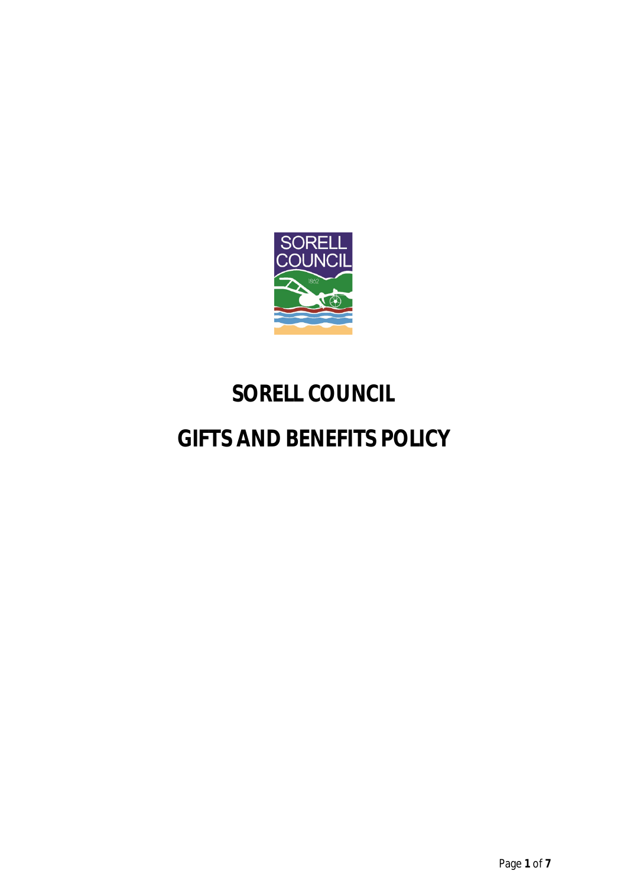# SORELL COUNCIL

# GIFTS AND BENEFITS POLICY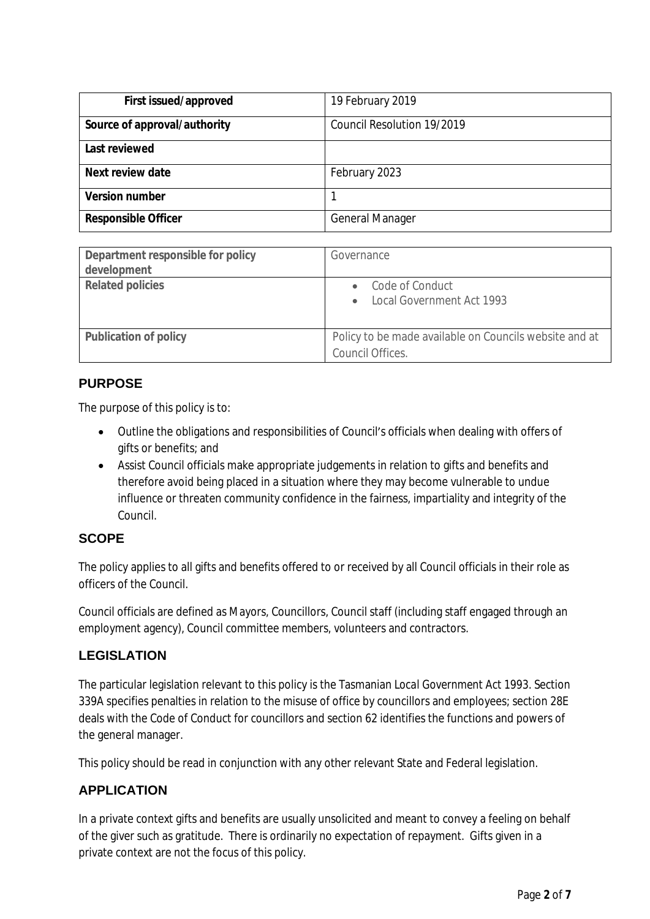| | |
|---|---|
| **First issued/approved** | 19 February 2019 |
| **Source of approval/authority** | Council Resolution 19/2019 |
| **Last reviewed** | |
| **Next review date** | February 2023 |
| **Version number** | 1 |
| **Responsible Officer** | General Manager |

| | |
|---|---|
| **Department responsible for policy development** | Governance |
| **Related policies** | • Code of Conduct<br>• Local Government Act 1993 |
| **Publication of policy** | Policy to be made available on Councils website and at Council Offices. |

## PURPOSE

The purpose of this policy is to:

- Outline the obligations and responsibilities of Council's officials when dealing with offers of gifts or benefits; and
- Assist Council officials make appropriate judgements in relation to gifts and benefits and therefore avoid being placed in a situation where they may become vulnerable to undue influence or threaten community confidence in the fairness, impartiality and integrity of the Council.

## SCOPE

The policy applies to all gifts and benefits offered to or received by all Council officials in their role as officers of the Council.

Council officials are defined as Mayors, Councillors, Council staff (including staff engaged through an employment agency), Council committee members, volunteers and contractors.

## LEGISLATION

The particular legislation relevant to this policy is the Tasmanian Local Government Act 1993. Section 339A specifies penalties in relation to the misuse of office by councillors and employees; section 28E deals with the Code of Conduct for councillors and section 62 identifies the functions and powers of the general manager.

This policy should be read in conjunction with any other relevant State and Federal legislation.

## APPLICATION

In a private context gifts and benefits are usually unsolicited and meant to convey a feeling on behalf of the giver such as gratitude. There is ordinarily no expectation of repayment. Gifts given in a private context are not the focus of this policy.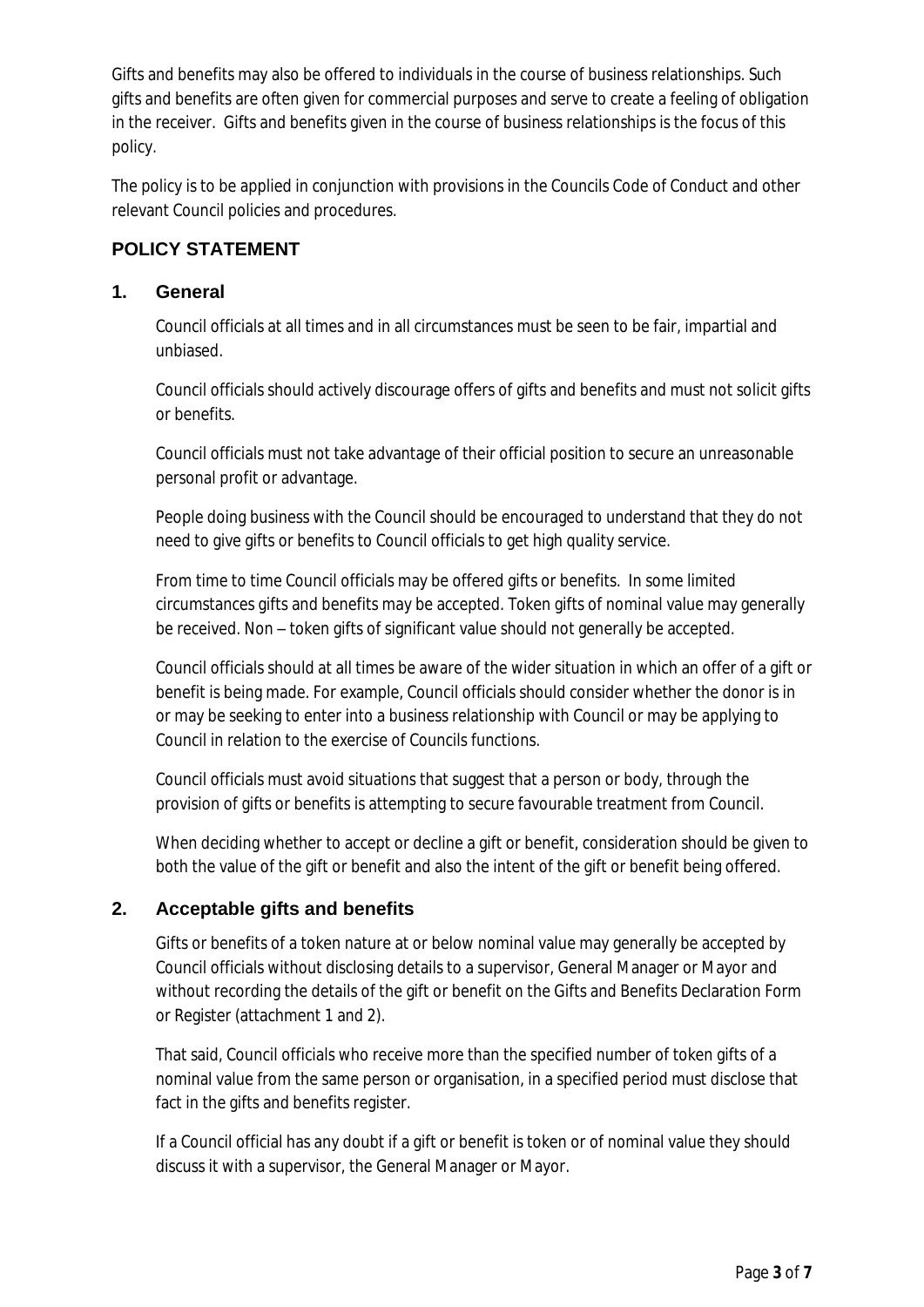Gifts and benefits may also be offered to individuals in the course of business relationships. Such gifts and benefits are often given for commercial purposes and serve to create a feeling of obligation in the receiver. Gifts and benefits given in the course of business relationships is the focus of this policy.

The policy is to be applied in conjunction with provisions in the Councils Code of Conduct and other relevant Council policies and procedures.

## POLICY STATEMENT

### 1. General

Council officials at all times and in all circumstances must be seen to be fair, impartial and unbiased.

Council officials should actively discourage offers of gifts and benefits and must not solicit gifts or benefits.

Council officials must not take advantage of their official position to secure an unreasonable personal profit or advantage.

People doing business with the Council should be encouraged to understand that they do not need to give gifts or benefits to Council officials to get high quality service.

From time to time Council officials may be offered gifts or benefits. In some limited circumstances gifts and benefits may be accepted. Token gifts of nominal value may generally be received. Non – token gifts of significant value should not generally be accepted.

Council officials should at all times be aware of the wider situation in which an offer of a gift or benefit is being made. For example, Council officials should consider whether the donor is in or may be seeking to enter into a business relationship with Council or may be applying to Council in relation to the exercise of Councils functions.

Council officials must avoid situations that suggest that a person or body, through the provision of gifts or benefits is attempting to secure favourable treatment from Council.

When deciding whether to accept or decline a gift or benefit, consideration should be given to both the value of the gift or benefit and also the intent of the gift or benefit being offered.

### 2. Acceptable gifts and benefits

Gifts or benefits of a token nature at or below nominal value may generally be accepted by Council officials without disclosing details to a supervisor, General Manager or Mayor and without recording the details of the gift or benefit on the Gifts and Benefits Declaration Form or Register (attachment 1 and 2).

That said, Council officials who receive more than the specified number of token gifts of a nominal value from the same person or organisation, in a specified period must disclose that fact in the gifts and benefits register.

If a Council official has any doubt if a gift or benefit is token or of nominal value they should discuss it with a supervisor, the General Manager or Mayor.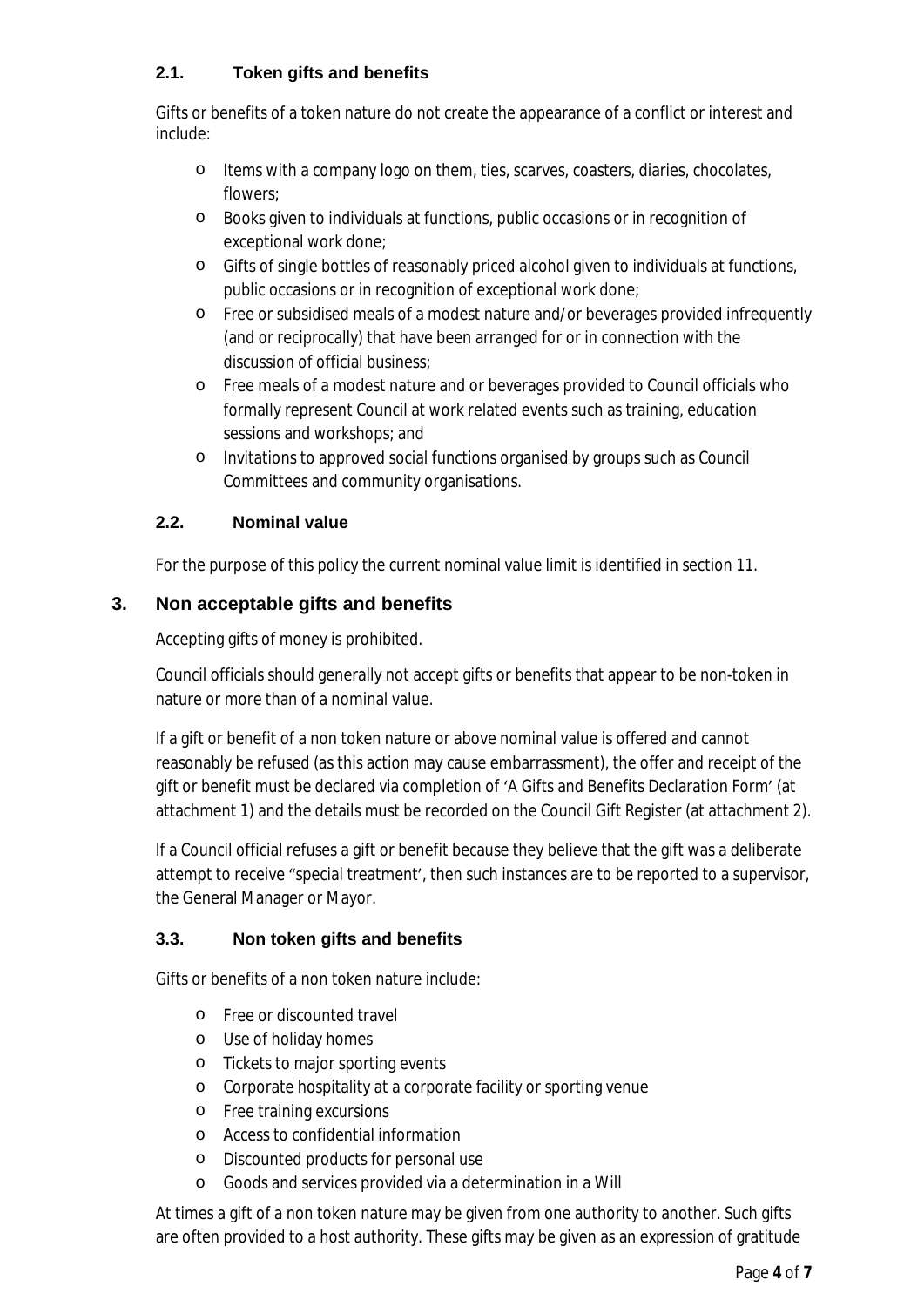### 2.1. Token gifts and benefits

Gifts or benefits of a token nature do not create the appearance of a conflict or interest and include:

- Items with a company logo on them, ties, scarves, coasters, diaries, chocolates, flowers;
- Books given to individuals at functions, public occasions or in recognition of exceptional work done;
- Gifts of single bottles of reasonably priced alcohol given to individuals at functions, public occasions or in recognition of exceptional work done;
- Free or subsidised meals of a modest nature and/or beverages provided infrequently (and or reciprocally) that have been arranged for or in connection with the discussion of official business;
- Free meals of a modest nature and or beverages provided to Council officials who formally represent Council at work related events such as training, education sessions and workshops; and
- Invitations to approved social functions organised by groups such as Council Committees and community organisations.

### 2.2. Nominal value

For the purpose of this policy the current nominal value limit is identified in section 11.

## 3. Non acceptable gifts and benefits

Accepting gifts of money is prohibited.

Council officials should generally not accept gifts or benefits that appear to be non-token in nature or more than of a nominal value.

If a gift or benefit of a non token nature or above nominal value is offered and cannot reasonably be refused (as this action may cause embarrassment), the offer and receipt of the gift or benefit must be declared via completion of 'A Gifts and Benefits Declaration Form' (at attachment 1) and the details must be recorded on the Council Gift Register (at attachment 2).

If a Council official refuses a gift or benefit because they believe that the gift was a deliberate attempt to receive "special treatment', then such instances are to be reported to a supervisor, the General Manager or Mayor.

### 3.3. Non token gifts and benefits

Gifts or benefits of a non token nature include:

- Free or discounted travel
- Use of holiday homes
- Tickets to major sporting events
- Corporate hospitality at a corporate facility or sporting venue
- Free training excursions
- Access to confidential information
- Discounted products for personal use
- Goods and services provided via a determination in a Will

At times a gift of a non token nature may be given from one authority to another. Such gifts are often provided to a host authority. These gifts may be given as an expression of gratitude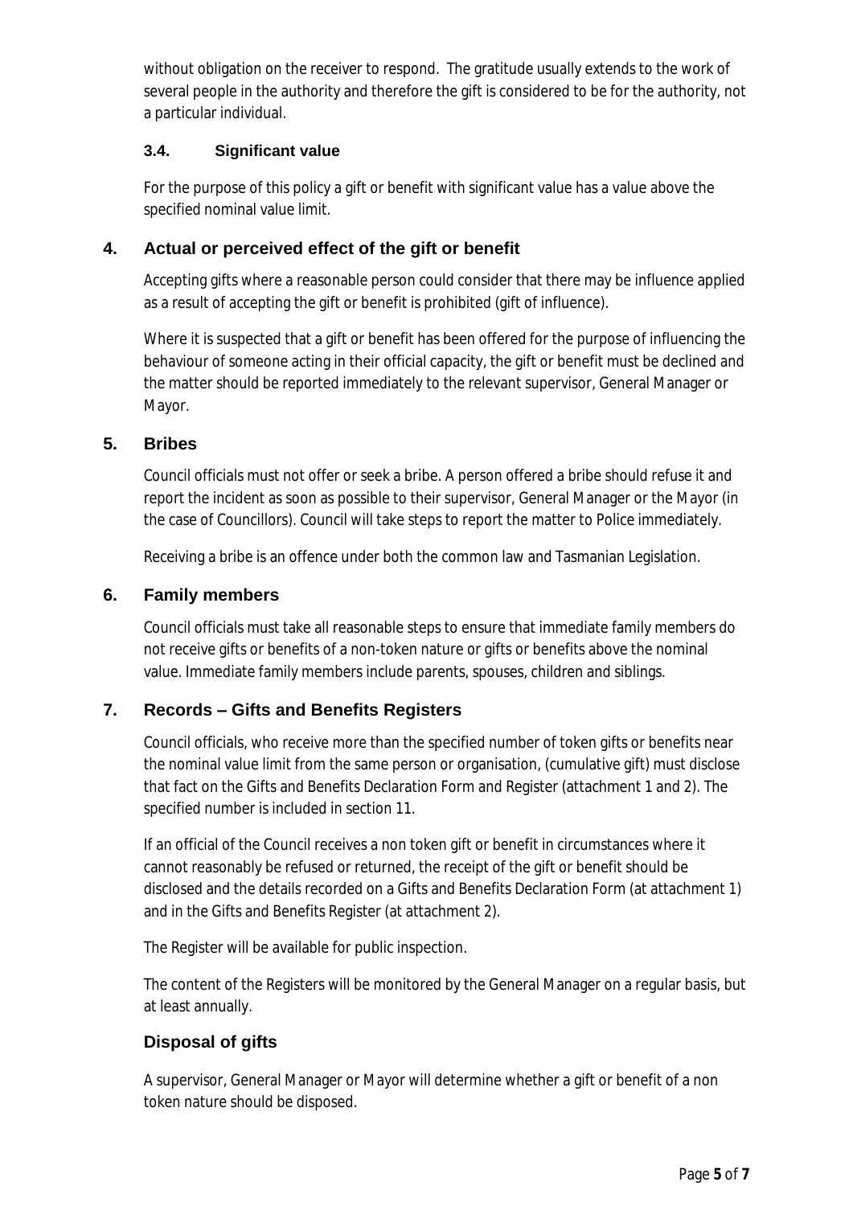without obligation on the receiver to respond. The gratitude usually extends to the work of several people in the authority and therefore the gift is considered to be for the authority, not a particular individual.

### 3.4. Significant value

For the purpose of this policy a gift or benefit with significant value has a value above the specified nominal value limit.

## 4. Actual or perceived effect of the gift or benefit

Accepting gifts where a reasonable person could consider that there may be influence applied as a result of accepting the gift or benefit is prohibited (gift of influence).

Where it is suspected that a gift or benefit has been offered for the purpose of influencing the behaviour of someone acting in their official capacity, the gift or benefit must be declined and the matter should be reported immediately to the relevant supervisor, General Manager or Mayor.

## 5. Bribes

Council officials must not offer or seek a bribe. A person offered a bribe should refuse it and report the incident as soon as possible to their supervisor, General Manager or the Mayor (in the case of Councillors). Council will take steps to report the matter to Police immediately.

Receiving a bribe is an offence under both the common law and Tasmanian Legislation.

## 6. Family members

Council officials must take all reasonable steps to ensure that immediate family members do not receive gifts or benefits of a non-token nature or gifts or benefits above the nominal value. Immediate family members include parents, spouses, children and siblings.

## 7. Records – Gifts and Benefits Registers

Council officials, who receive more than the specified number of token gifts or benefits near the nominal value limit from the same person or organisation, (cumulative gift) must disclose that fact on the Gifts and Benefits Declaration Form and Register (attachment 1 and 2). The specified number is included in section 11.

If an official of the Council receives a non token gift or benefit in circumstances where it cannot reasonably be refused or returned, the receipt of the gift or benefit should be disclosed and the details recorded on a Gifts and Benefits Declaration Form (at attachment 1) and in the Gifts and Benefits Register (at attachment 2).

The Register will be available for public inspection.

The content of the Registers will be monitored by the General Manager on a regular basis, but at least annually.

### Disposal of gifts

A supervisor, General Manager or Mayor will determine whether a gift or benefit of a non token nature should be disposed.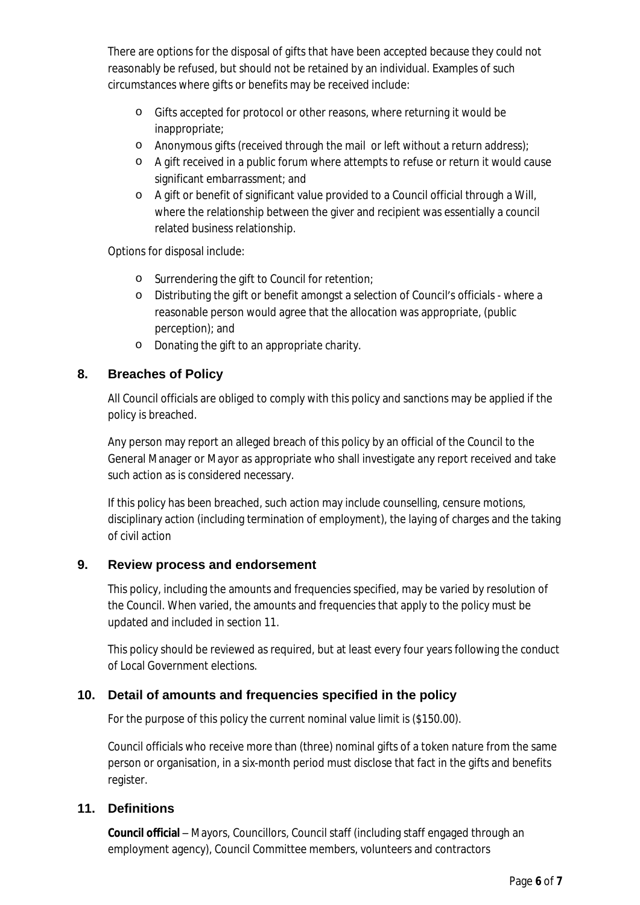There are options for the disposal of gifts that have been accepted because they could not reasonably be refused, but should not be retained by an individual. Examples of such circumstances where gifts or benefits may be received include:

- Gifts accepted for protocol or other reasons, where returning it would be inappropriate;
- Anonymous gifts (received through the mail or left without a return address);
- A gift received in a public forum where attempts to refuse or return it would cause significant embarrassment; and
- A gift or benefit of significant value provided to a Council official through a Will, where the relationship between the giver and recipient was essentially a council related business relationship.

Options for disposal include:

- Surrendering the gift to Council for retention;
- Distributing the gift or benefit amongst a selection of Council's officials - where a reasonable person would agree that the allocation was appropriate, (public perception); and
- Donating the gift to an appropriate charity.

## 8. Breaches of Policy

All Council officials are obliged to comply with this policy and sanctions may be applied if the policy is breached.

Any person may report an alleged breach of this policy by an official of the Council to the General Manager or Mayor as appropriate who shall investigate any report received and take such action as is considered necessary.

If this policy has been breached, such action may include counselling, censure motions, disciplinary action (including termination of employment), the laying of charges and the taking of civil action

## 9. Review process and endorsement

This policy, including the amounts and frequencies specified, may be varied by resolution of the Council. When varied, the amounts and frequencies that apply to the policy must be updated and included in section 11.

This policy should be reviewed as required, but at least every four years following the conduct of Local Government elections.

## 10. Detail of amounts and frequencies specified in the policy

For the purpose of this policy the current nominal value limit is ($150.00).

Council officials who receive more than (three) nominal gifts of a token nature from the same person or organisation, in a six-month period must disclose that fact in the gifts and benefits register.

## 11. Definitions

**Council official** – Mayors, Councillors, Council staff (including staff engaged through an employment agency), Council Committee members, volunteers and contractors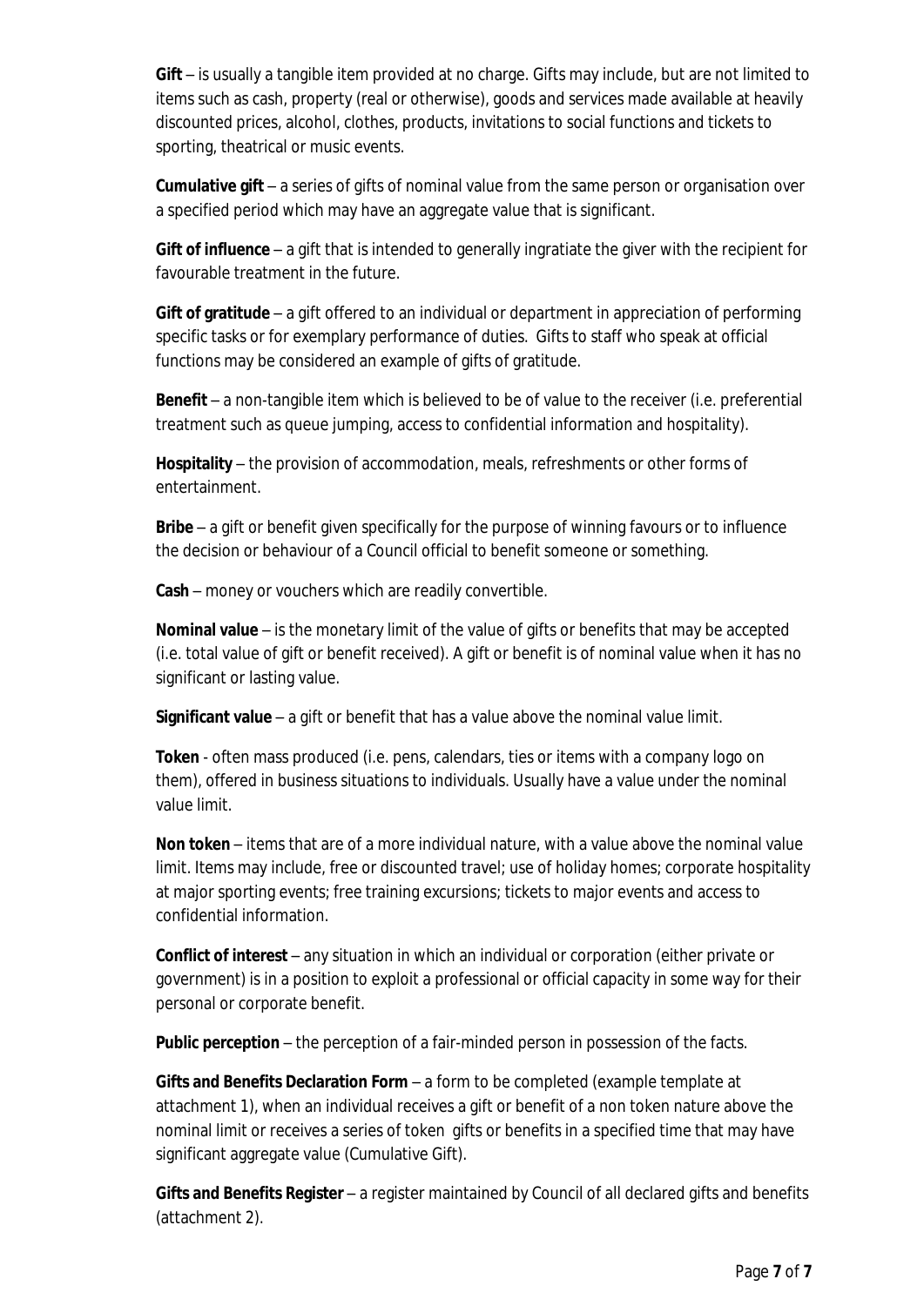**Gift** – is usually a tangible item provided at no charge. Gifts may include, but are not limited to items such as cash, property (real or otherwise), goods and services made available at heavily discounted prices, alcohol, clothes, products, invitations to social functions and tickets to sporting, theatrical or music events.

**Cumulative gift** – a series of gifts of nominal value from the same person or organisation over a specified period which may have an aggregate value that is significant.

**Gift of influence** – a gift that is intended to generally ingratiate the giver with the recipient for favourable treatment in the future.

**Gift of gratitude** – a gift offered to an individual or department in appreciation of performing specific tasks or for exemplary performance of duties. Gifts to staff who speak at official functions may be considered an example of gifts of gratitude.

**Benefit** – a non-tangible item which is believed to be of value to the receiver (i.e. preferential treatment such as queue jumping, access to confidential information and hospitality).

**Hospitality** – the provision of accommodation, meals, refreshments or other forms of entertainment.

**Bribe** – a gift or benefit given specifically for the purpose of winning favours or to influence the decision or behaviour of a Council official to benefit someone or something.

**Cash** – money or vouchers which are readily convertible.

**Nominal value** – is the monetary limit of the value of gifts or benefits that may be accepted (i.e. total value of gift or benefit received). A gift or benefit is of nominal value when it has no significant or lasting value.

**Significant value** – a gift or benefit that has a value above the nominal value limit.

**Token** - often mass produced (i.e. pens, calendars, ties or items with a company logo on them), offered in business situations to individuals. Usually have a value under the nominal value limit.

**Non token** – items that are of a more individual nature, with a value above the nominal value limit. Items may include, free or discounted travel; use of holiday homes; corporate hospitality at major sporting events; free training excursions; tickets to major events and access to confidential information.

**Conflict of interest** – any situation in which an individual or corporation (either private or government) is in a position to exploit a professional or official capacity in some way for their personal or corporate benefit.

**Public perception** – the perception of a fair-minded person in possession of the facts.

**Gifts and Benefits Declaration Form** – a form to be completed (example template at attachment 1), when an individual receives a gift or benefit of a non token nature above the nominal limit or receives a series of token gifts or benefits in a specified time that may have significant aggregate value (Cumulative Gift).

**Gifts and Benefits Register** – a register maintained by Council of all declared gifts and benefits (attachment 2).